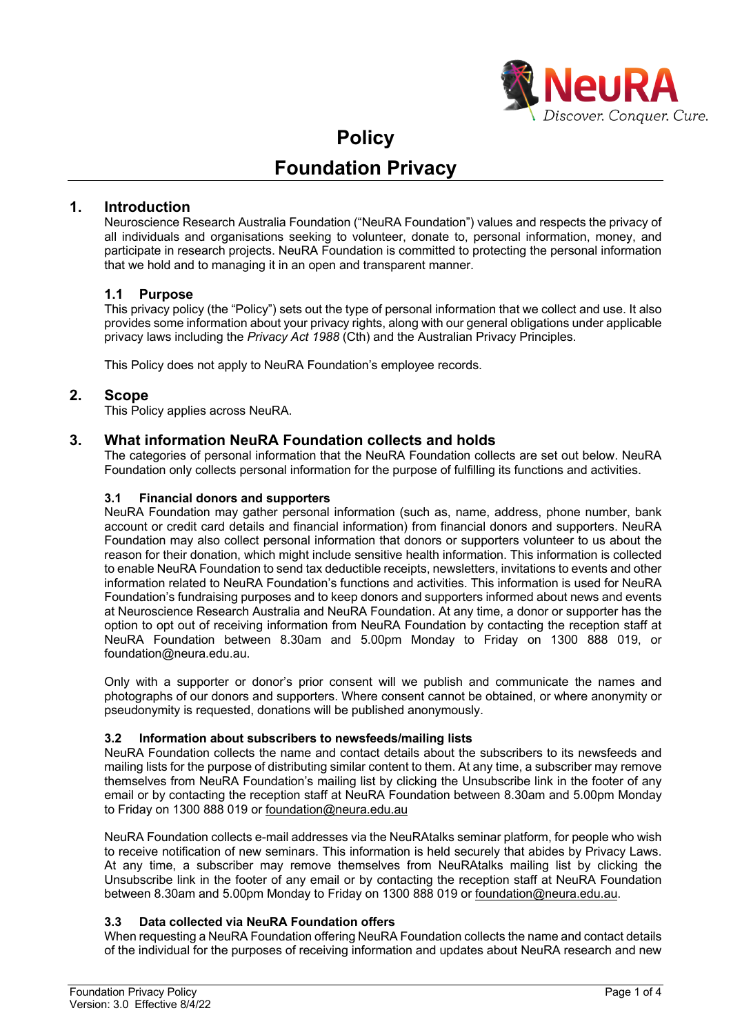# Policy

# Foundation Privacy

## 1. Introduction

Neuroscience Research Australia Foundation ("NeuRA Foundation") values and respects the privacy of all individuals and organisations seeking to volunteer, donate to, personal information, money, and participate in research projects. NeuRA Foundation is committed to protecting the personal information that we hold and to managing it in an open and transparent manner.

### 1.1 Purpose

This privacy policy (the "Policy") sets out the type of personal information that we collect and use. It also provides some information about your privacy rights, along with our general obligations under applicable privacy laws including the *Privacy Act 1988* (Cth) and the Australian Privacy Principles.

This Policy does not apply to NeuRA Foundation's employee records.

## 2. Scope

This Policy applies across NeuRA.

## 3. What information NeuRA Foundation collects and holds

The categories of personal information that the NeuRA Foundation collects are set out below. NeuRA Foundation only collects personal information for the purpose of fulfilling its functions and activities.

### 3.1 Financial donors and supporters

NeuRA Foundation may gather personal information (such as, name, address, phone number, bank account or credit card details and financial information) from financial donors and supporters. NeuRA Foundation may also collect personal information that donors or supporters volunteer to us about the reason for their donation, which might include sensitive health information. This information is collected to enable NeuRA Foundation to send tax deductible receipts, newsletters, invitations to events and other information related to NeuRA Foundation's functions and activities. This information is used for NeuRA Foundation's fundraising purposes and to keep donors and supporters informed about news and events at Neuroscience Research Australia and NeuRA Foundation. At any time, a donor or supporter has the option to opt out of receiving information from NeuRA Foundation by contacting the reception staff at NeuRA Foundation between 8.30am and 5.00pm Monday to Friday on 1300 888 019, or foundation@neura.edu.au.

Only with a supporter or donor's prior consent will we publish and communicate the names and photographs of our donors and supporters. Where consent cannot be obtained, or where anonymity or pseudonymity is requested, donations will be published anonymously.

### 3.2 Information about subscribers to newsfeeds/mailing lists

NeuRA Foundation collects the name and contact details about the subscribers to its newsfeeds and mailing lists for the purpose of distributing similar content to them. At any time, a subscriber may remove themselves from NeuRA Foundation's mailing list by clicking the Unsubscribe link in the footer of any email or by contacting the reception staff at NeuRA Foundation between 8.30am and 5.00pm Monday to Friday on 1300 888 019 or foundation@neura.edu.au

NeuRA Foundation collects e-mail addresses via the NeuRAtalks seminar platform, for people who wish to receive notification of new seminars. This information is held securely that abides by Privacy Laws. At any time, a subscriber may remove themselves from NeuRAtalks mailing list by clicking the Unsubscribe link in the footer of any email or by contacting the reception staff at NeuRA Foundation between 8.30am and 5.00pm Monday to Friday on 1300 888 019 or foundation@neura.edu.au.

### 3.3 Data collected via NeuRA Foundation offers

When requesting a NeuRA Foundation offering NeuRA Foundation collects the name and contact details of the individual for the purposes of receiving information and updates about NeuRA research and new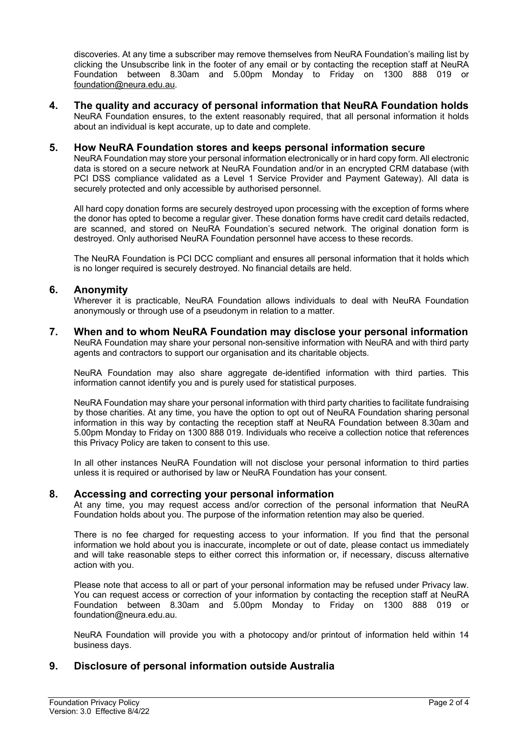discoveries. At any time a subscriber may remove themselves from NeuRA Foundation's mailing list by clicking the Unsubscribe link in the footer of any email or by contacting the reception staff at NeuRA Foundation between 8.30am and 5.00pm Monday to Friday on 1300 888 019 or foundation@neura.edu.au.

## 4. The quality and accuracy of personal information that NeuRA Foundation holds

NeuRA Foundation ensures, to the extent reasonably required, that all personal information it holds about an individual is kept accurate, up to date and complete.

## 5. How NeuRA Foundation stores and keeps personal information secure

NeuRA Foundation may store your personal information electronically or in hard copy form. All electronic data is stored on a secure network at NeuRA Foundation and/or in an encrypted CRM database (with PCI DSS compliance validated as a Level 1 Service Provider and Payment Gateway). All data is securely protected and only accessible by authorised personnel.

All hard copy donation forms are securely destroyed upon processing with the exception of forms where the donor has opted to become a regular giver. These donation forms have credit card details redacted, are scanned, and stored on NeuRA Foundation's secured network. The original donation form is destroyed. Only authorised NeuRA Foundation personnel have access to these records.

The NeuRA Foundation is PCI DCC compliant and ensures all personal information that it holds which is no longer required is securely destroyed. No financial details are held.

## 6. Anonymity

Wherever it is practicable, NeuRA Foundation allows individuals to deal with NeuRA Foundation anonymously or through use of a pseudonym in relation to a matter.

## 7. When and to whom NeuRA Foundation may disclose your personal information

NeuRA Foundation may share your personal non-sensitive information with NeuRA and with third party agents and contractors to support our organisation and its charitable objects.

NeuRA Foundation may also share aggregate de-identified information with third parties. This information cannot identify you and is purely used for statistical purposes.

NeuRA Foundation may share your personal information with third party charities to facilitate fundraising by those charities. At any time, you have the option to opt out of NeuRA Foundation sharing personal information in this way by contacting the reception staff at NeuRA Foundation between 8.30am and 5.00pm Monday to Friday on 1300 888 019. Individuals who receive a collection notice that references this Privacy Policy are taken to consent to this use.

In all other instances NeuRA Foundation will not disclose your personal information to third parties unless it is required or authorised by law or NeuRA Foundation has your consent.

## 8. Accessing and correcting your personal information

At any time, you may request access and/or correction of the personal information that NeuRA Foundation holds about you. The purpose of the information retention may also be queried.

There is no fee charged for requesting access to your information. If you find that the personal information we hold about you is inaccurate, incomplete or out of date, please contact us immediately and will take reasonable steps to either correct this information or, if necessary, discuss alternative action with you.

Please note that access to all or part of your personal information may be refused under Privacy law. You can request access or correction of your information by contacting the reception staff at NeuRA Foundation between 8.30am and 5.00pm Monday to Friday on 1300 888 019 or foundation@neura.edu.au.

NeuRA Foundation will provide you with a photocopy and/or printout of information held within 14 business days.

## 9. Disclosure of personal information outside Australia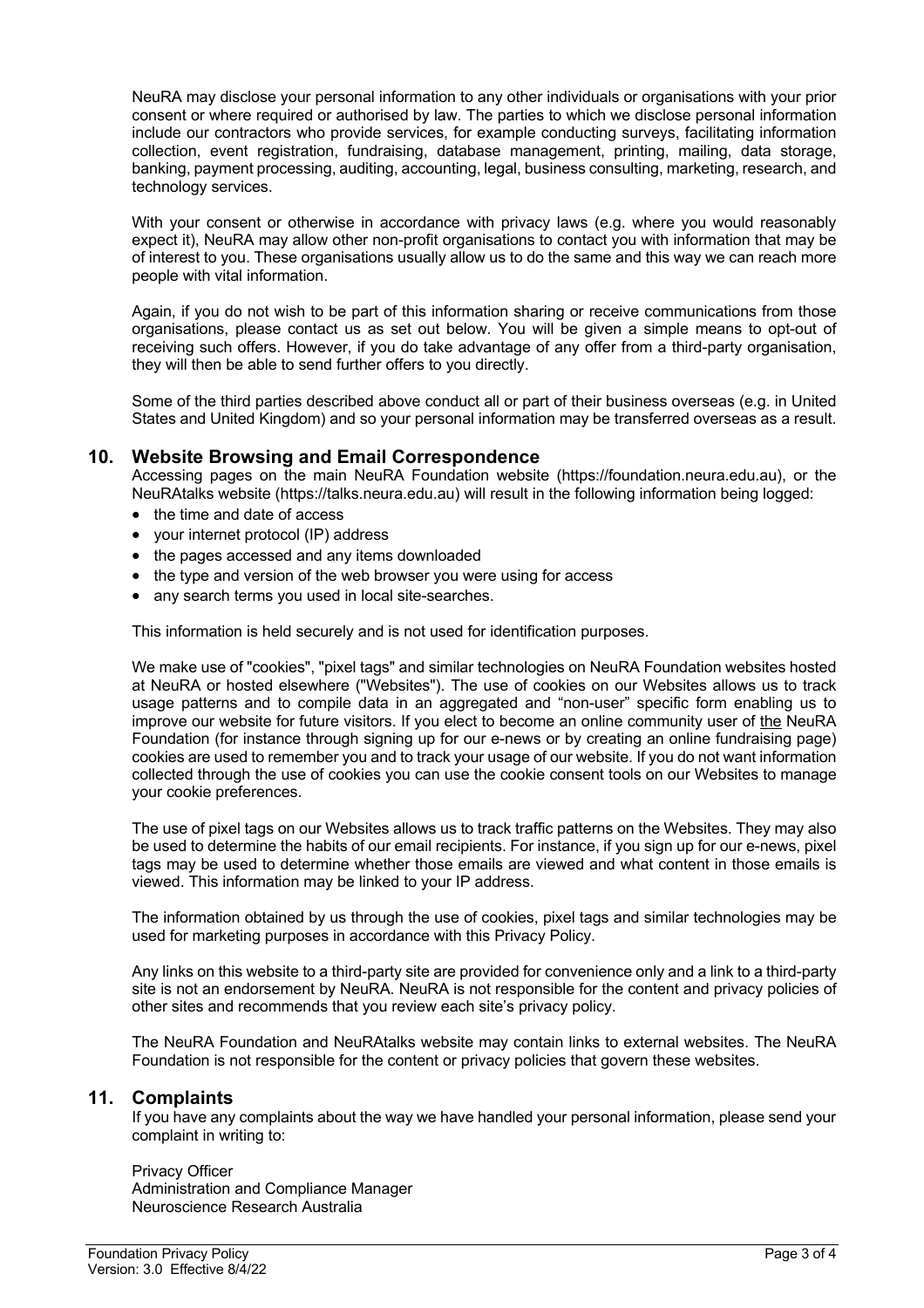NeuRA may disclose your personal information to any other individuals or organisations with your prior consent or where required or authorised by law. The parties to which we disclose personal information include our contractors who provide services, for example conducting surveys, facilitating information collection, event registration, fundraising, database management, printing, mailing, data storage, banking, payment processing, auditing, accounting, legal, business consulting, marketing, research, and technology services.

With your consent or otherwise in accordance with privacy laws (e.g. where you would reasonably expect it), NeuRA may allow other non-profit organisations to contact you with information that may be of interest to you. These organisations usually allow us to do the same and this way we can reach more people with vital information.

Again, if you do not wish to be part of this information sharing or receive communications from those organisations, please contact us as set out below. You will be given a simple means to opt-out of receiving such offers. However, if you do take advantage of any offer from a third-party organisation, they will then be able to send further offers to you directly.

Some of the third parties described above conduct all or part of their business overseas (e.g. in United States and United Kingdom) and so your personal information may be transferred overseas as a result.

## 10. Website Browsing and Email Correspondence

Accessing pages on the main NeuRA Foundation website (https://foundation.neura.edu.au), or the NeuRAtalks website (https://talks.neura.edu.au) will result in the following information being logged:

- the time and date of access
- your internet protocol (IP) address
- the pages accessed and any items downloaded
- the type and version of the web browser you were using for access
- any search terms you used in local site-searches.

This information is held securely and is not used for identification purposes.

We make use of "cookies", "pixel tags" and similar technologies on NeuRA Foundation websites hosted at NeuRA or hosted elsewhere ("Websites"). The use of cookies on our Websites allows us to track usage patterns and to compile data in an aggregated and "non-user" specific form enabling us to improve our website for future visitors. If you elect to become an online community user of the NeuRA Foundation (for instance through signing up for our e-news or by creating an online fundraising page) cookies are used to remember you and to track your usage of our website. If you do not want information collected through the use of cookies you can use the cookie consent tools on our Websites to manage your cookie preferences.

The use of pixel tags on our Websites allows us to track traffic patterns on the Websites. They may also be used to determine the habits of our email recipients. For instance, if you sign up for our e-news, pixel tags may be used to determine whether those emails are viewed and what content in those emails is viewed. This information may be linked to your IP address.

The information obtained by us through the use of cookies, pixel tags and similar technologies may be used for marketing purposes in accordance with this Privacy Policy.

Any links on this website to a third-party site are provided for convenience only and a link to a third-party site is not an endorsement by NeuRA. NeuRA is not responsible for the content and privacy policies of other sites and recommends that you review each site's privacy policy.

The NeuRA Foundation and NeuRAtalks website may contain links to external websites. The NeuRA Foundation is not responsible for the content or privacy policies that govern these websites.

## 11. Complaints

If you have any complaints about the way we have handled your personal information, please send your complaint in writing to:

Privacy Officer
Administration and Compliance Manager
Neuroscience Research Australia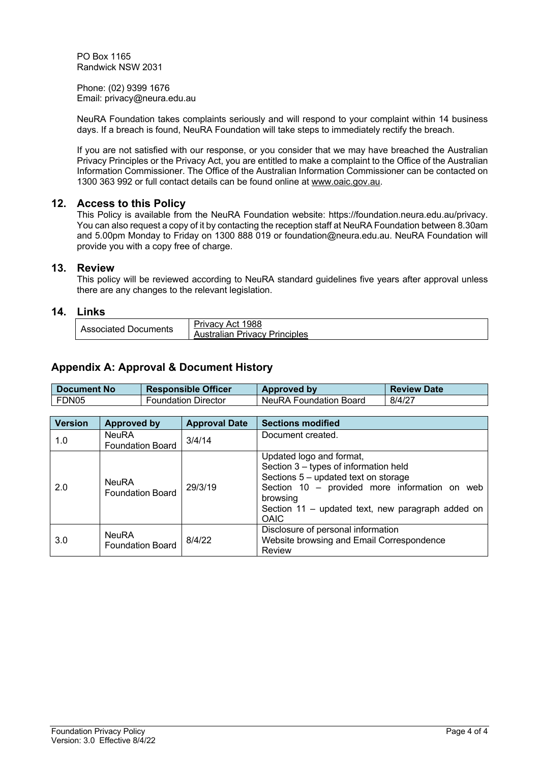PO Box 1165
Randwick NSW 2031

Phone: (02) 9399 1676
Email: privacy@neura.edu.au

NeuRA Foundation takes complaints seriously and will respond to your complaint within 14 business days. If a breach is found, NeuRA Foundation will take steps to immediately rectify the breach.

If you are not satisfied with our response, or you consider that we may have breached the Australian Privacy Principles or the Privacy Act, you are entitled to make a complaint to the Office of the Australian Information Commissioner. The Office of the Australian Information Commissioner can be contacted on 1300 363 992 or full contact details can be found online at www.oaic.gov.au.

## 12. Access to this Policy

This Policy is available from the NeuRA Foundation website: https://foundation.neura.edu.au/privacy. You can also request a copy of it by contacting the reception staff at NeuRA Foundation between 8.30am and 5.00pm Monday to Friday on 1300 888 019 or foundation@neura.edu.au. NeuRA Foundation will provide you with a copy free of charge.

## 13. Review

This policy will be reviewed according to NeuRA standard guidelines five years after approval unless there are any changes to the relevant legislation.

## 14. Links

| | |
|---|---|
| Associated Documents | Privacy Act 1988<br>Australian Privacy Principles |

## Appendix A: Approval & Document History

| Document No | Responsible Officer | Approved by | Review Date |
|---|---|---|---|
| FDN05 | Foundation Director | NeuRA Foundation Board | 8/4/27 |

| Version | Approved by | Approval Date | Sections modified |
|---|---|---|---|
| 1.0 | NeuRA Foundation Board | 3/4/14 | Document created. |
| 2.0 | NeuRA Foundation Board | 29/3/19 | Updated logo and format,<br>Section 3 – types of information held<br>Sections 5 – updated text on storage<br>Section 10 – provided more information on web browsing<br>Section 11 – updated text, new paragraph added on OAIC |
| 3.0 | NeuRA Foundation Board | 8/4/22 | Disclosure of personal information<br>Website browsing and Email Correspondence<br>Review |